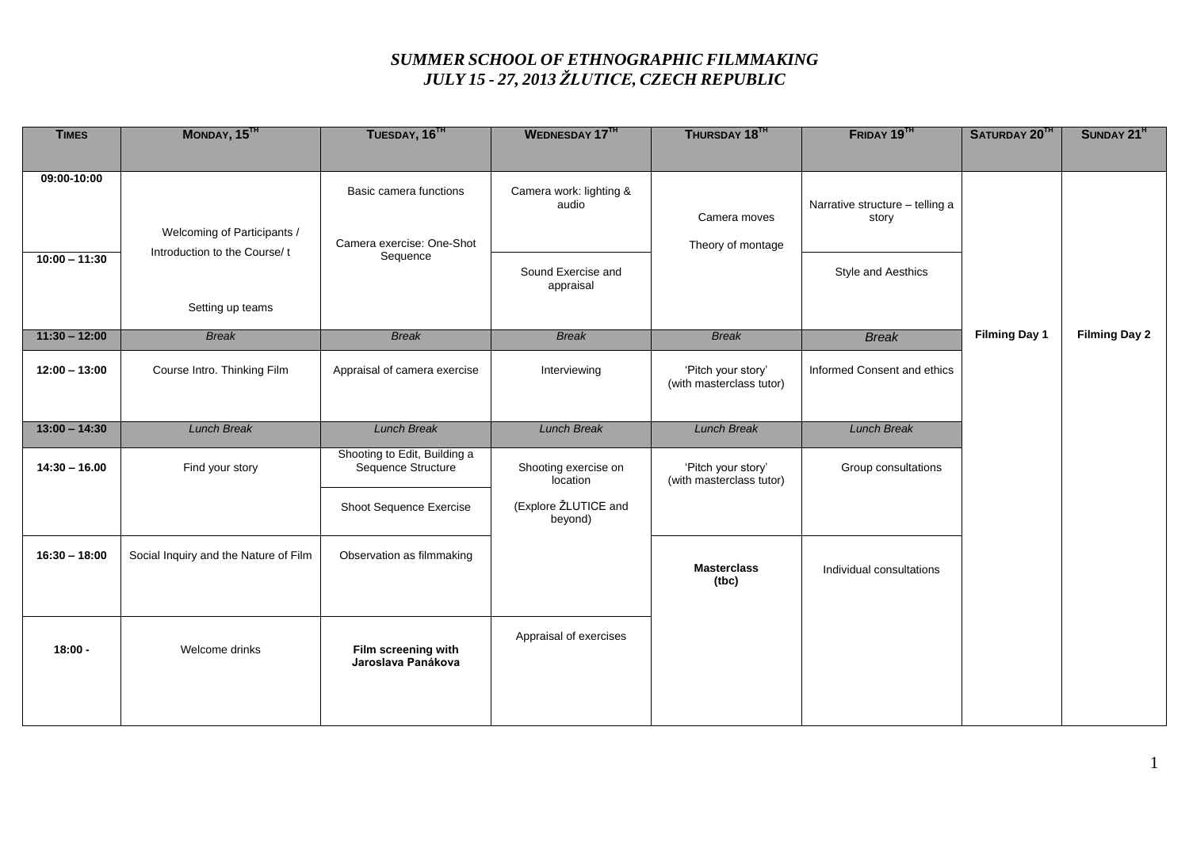# *SUMMER SCHOOL OF ETHNOGRAPHIC FILMMAKING*
# *JULY 15 - 27, 2013 ŽLUTICE, CZECH REPUBLIC*

| TIMES | MONDAY, 15TH | TUESDAY, 16TH | WEDNESDAY 17TH | THURSDAY 18TH | FRIDAY 19TH | SATURDAY 20TH | SUNDAY 21H |
|---|---|---|---|---|---|---|---|
| 09:00-10:00 | Welcoming of Participants / Introduction to the Course/ t | Basic camera functions | Camera work: lighting & audio | Camera moves | Narrative structure – telling a story | Filming Day 1 | Filming Day 2 |
| 10:00 – 11:30 | Setting up teams | Camera exercise: One-Shot Sequence | Sound Exercise and appraisal | Theory of montage | Style and Aesthics | | |
| 11:30 – 12:00 | *Break* | *Break* | *Break* | *Break* | *Break* | | |
| 12:00 – 13:00 | Course Intro. Thinking Film | Appraisal of camera exercise | Interviewing | 'Pitch your story' (with masterclass tutor) | Informed Consent and ethics | | |
| 13:00 – 14:30 | *Lunch Break* | *Lunch Break* | *Lunch Break* | *Lunch Break* | *Lunch Break* | | |
| 14:30 – 16.00 | Find your story | Shooting to Edit, Building a Sequence Structure<br>Shoot Sequence Exercise | Shooting exercise on location<br>(Explore ŽLUTICE and beyond) | 'Pitch your story' (with masterclass tutor) | Group consultations | | |
| 16:30 – 18:00 | Social Inquiry and the Nature of Film | Observation as filmmaking | | **Masterclass (tbc)** | Individual consultations | | |
| 18:00 - | Welcome drinks | **Film screening with Jaroslava Panákova** | Appraisal of exercises | | | | |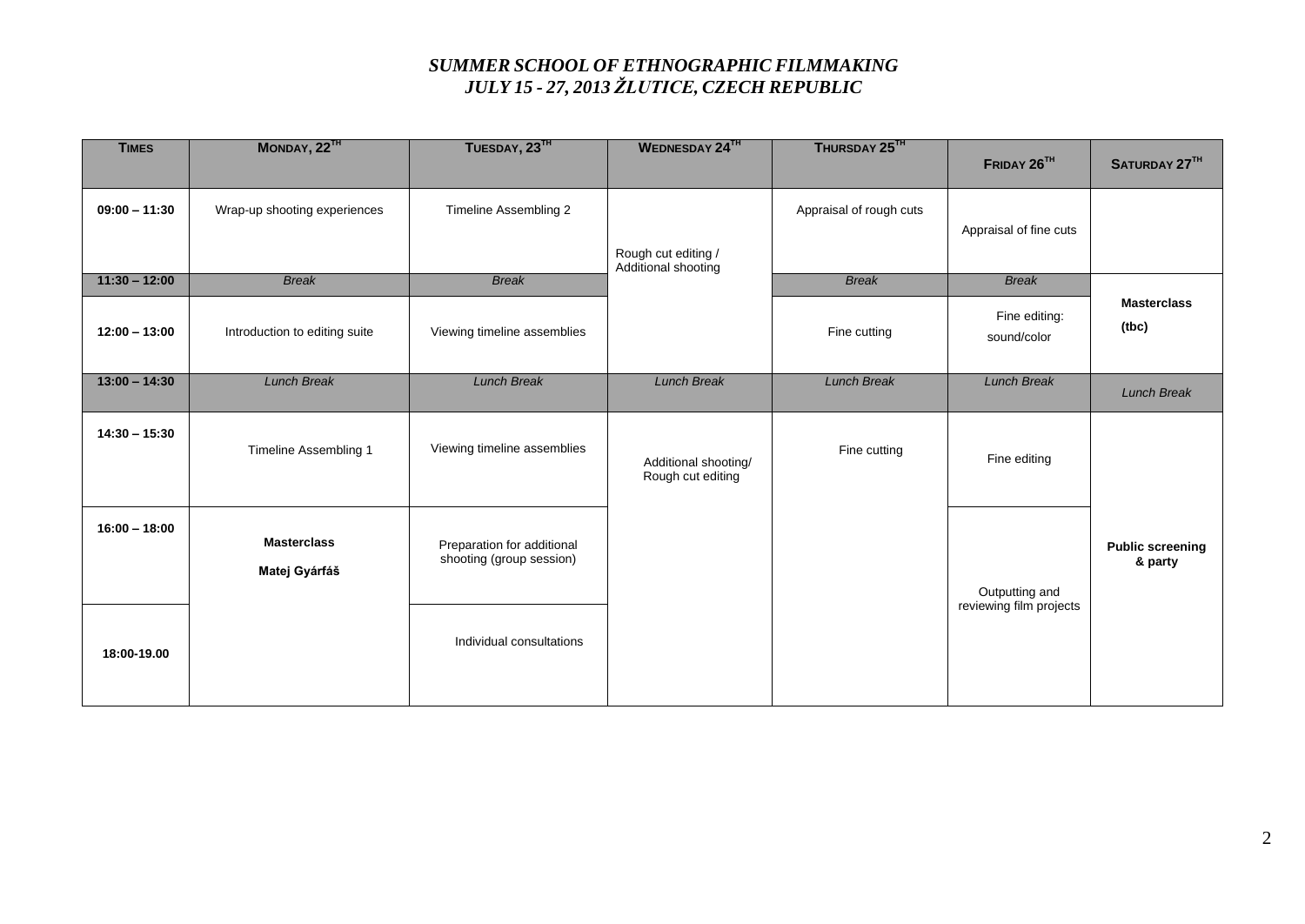# *SUMMER SCHOOL OF ETHNOGRAPHIC FILMMAKING*
# *JULY 15 - 27, 2013 ŽLUTICE, CZECH REPUBLIC*

| TIMES | MONDAY, 22TH | TUESDAY, 23TH | WEDNESDAY 24TH | THURSDAY 25TH | FRIDAY 26TH | SATURDAY 27TH |
|---|---|---|---|---|---|---|
| 09:00 – 11:30 | Wrap-up shooting experiences | Timeline Assembling 2 | Rough cut editing / Additional shooting | Appraisal of rough cuts | Appraisal of fine cuts | |
| 11:30 – 12:00 | *Break* | *Break* | | *Break* | *Break* | **Masterclass (tbc)** |
| 12:00 – 13:00 | Introduction to editing suite | Viewing timeline assemblies | | Fine cutting | Fine editing: sound/color | |
| 13:00 – 14:30 | *Lunch Break* | *Lunch Break* | *Lunch Break* | *Lunch Break* | *Lunch Break* | *Lunch Break* |
| 14:30 – 15:30 | Timeline Assembling 1 | Viewing timeline assemblies | Additional shooting/ Rough cut editing | Fine cutting | Fine editing | **Public screening & party** |
| 16:00 – 18:00 | **Masterclass Matej Gyárfáš** | Preparation for additional shooting (group session) | | | Outputting and reviewing film projects | |
| 18:00-19.00 | | Individual consultations | | | | |